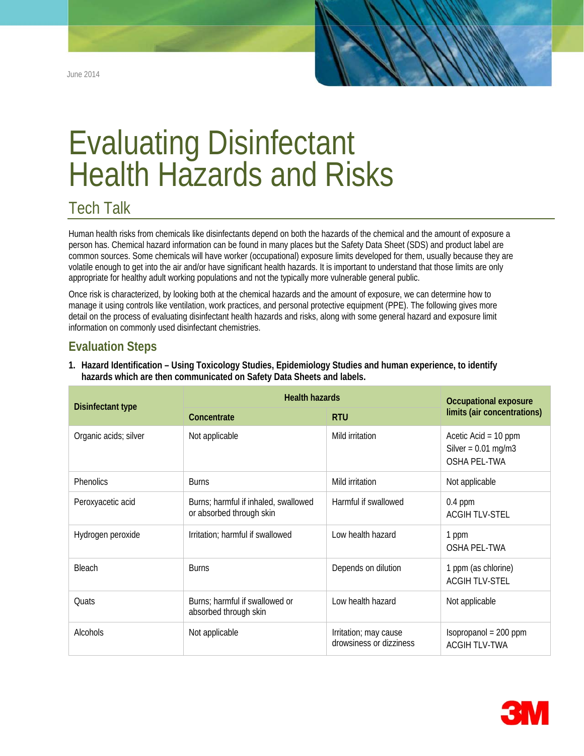June 2014

# Evaluating Disinfectant Health Hazards and Risks

## Tech Talk

Human health risks from chemicals like disinfectants depend on both the hazards of the chemical and the amount of exposure a person has. Chemical hazard information can be found in many places but the Safety Data Sheet (SDS) and product label are common sources. Some chemicals will have worker (occupational) exposure limits developed for them, usually because they are volatile enough to get into the air and/or have significant health hazards. It is important to understand that those limits are only appropriate for healthy adult working populations and not the typically more vulnerable general public.

Once risk is characterized, by looking both at the chemical hazards and the amount of exposure, we can determine how to manage it using controls like ventilation, work practices, and personal protective equipment (PPE). The following gives more detail on the process of evaluating disinfectant health hazards and risks, along with some general hazard and exposure limit information on commonly used disinfectant chemistries.

### Evaluation Steps

1. **Hazard Identification – Using Toxicology Studies, Epidemiology Studies and human experience, to identify hazards which are then communicated on Safety Data Sheets and labels.**

| Disinfectant type | Health hazards | | Occupational exposure limits (air concentrations) |
|---|---|---|---|
| | Concentrate | RTU | |
| Organic acids; silver | Not applicable | Mild irritation | Acetic Acid = 10 ppm<br>Silver = 0.01 mg/m3<br>OSHA PEL-TWA |
| Phenolics | Burns | Mild irritation | Not applicable |
| Peroxyacetic acid | Burns; harmful if inhaled, swallowed or absorbed through skin | Harmful if swallowed | 0.4 ppm<br>ACGIH TLV-STEL |
| Hydrogen peroxide | Irritation; harmful if swallowed | Low health hazard | 1 ppm<br>OSHA PEL-TWA |
| Bleach | Burns | Depends on dilution | 1 ppm (as chlorine)<br>ACGIH TLV-STEL |
| Quats | Burns; harmful if swallowed or absorbed through skin | Low health hazard | Not applicable |
| Alcohols | Not applicable | Irritation; may cause drowsiness or dizziness | Isopropanol = 200 ppm<br>ACGIH TLV-TWA |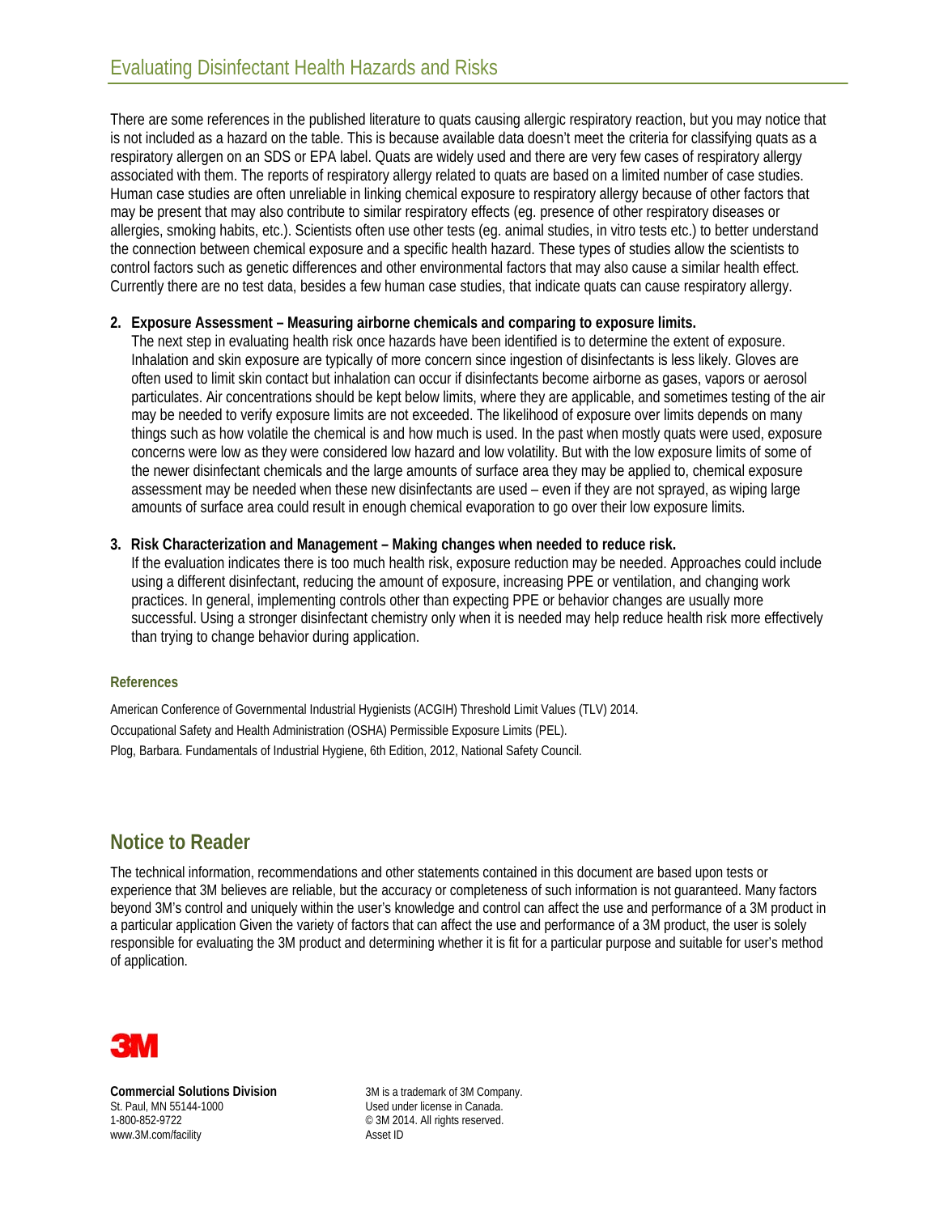There are some references in the published literature to quats causing allergic respiratory reaction, but you may notice that is not included as a hazard on the table. This is because available data doesn't meet the criteria for classifying quats as a respiratory allergen on an SDS or EPA label. Quats are widely used and there are very few cases of respiratory allergy associated with them. The reports of respiratory allergy related to quats are based on a limited number of case studies. Human case studies are often unreliable in linking chemical exposure to respiratory allergy because of other factors that may be present that may also contribute to similar respiratory effects (eg. presence of other respiratory diseases or allergies, smoking habits, etc.). Scientists often use other tests (eg. animal studies, in vitro tests etc.) to better understand the connection between chemical exposure and a specific health hazard. These types of studies allow the scientists to control factors such as genetic differences and other environmental factors that may also cause a similar health effect. Currently there are no test data, besides a few human case studies, that indicate quats can cause respiratory allergy.

2. **Exposure Assessment – Measuring airborne chemicals and comparing to exposure limits.**
   The next step in evaluating health risk once hazards have been identified is to determine the extent of exposure. Inhalation and skin exposure are typically of more concern since ingestion of disinfectants is less likely. Gloves are often used to limit skin contact but inhalation can occur if disinfectants become airborne as gases, vapors or aerosol particulates. Air concentrations should be kept below limits, where they are applicable, and sometimes testing of the air may be needed to verify exposure limits are not exceeded. The likelihood of exposure over limits depends on many things such as how volatile the chemical is and how much is used. In the past when mostly quats were used, exposure concerns were low as they were considered low hazard and low volatility. But with the low exposure limits of some of the newer disinfectant chemicals and the large amounts of surface area they may be applied to, chemical exposure assessment may be needed when these new disinfectants are used – even if they are not sprayed, as wiping large amounts of surface area could result in enough chemical evaporation to go over their low exposure limits.

3. **Risk Characterization and Management – Making changes when needed to reduce risk.**
   If the evaluation indicates there is too much health risk, exposure reduction may be needed. Approaches could include using a different disinfectant, reducing the amount of exposure, increasing PPE or ventilation, and changing work practices. In general, implementing controls other than expecting PPE or behavior changes are usually more successful. Using a stronger disinfectant chemistry only when it is needed may help reduce health risk more effectively than trying to change behavior during application.

#### References

American Conference of Governmental Industrial Hygienists (ACGIH) Threshold Limit Values (TLV) 2014.

Occupational Safety and Health Administration (OSHA) Permissible Exposure Limits (PEL).

Plog, Barbara. Fundamentals of Industrial Hygiene, 6th Edition, 2012, National Safety Council.

## Notice to Reader

The technical information, recommendations and other statements contained in this document are based upon tests or experience that 3M believes are reliable, but the accuracy or completeness of such information is not guaranteed. Many factors beyond 3M's control and uniquely within the user's knowledge and control can affect the use and performance of a 3M product in a particular application Given the variety of factors that can affect the use and performance of a 3M product, the user is solely responsible for evaluating the 3M product and determining whether it is fit for a particular purpose and suitable for user's method of application.

3M

**Commercial Solutions Division**
St. Paul, MN 55144-1000
1-800-852-9722
www.3M.com/facility

3M is a trademark of 3M Company.
Used under license in Canada.
© 3M 2014. All rights reserved.
Asset ID